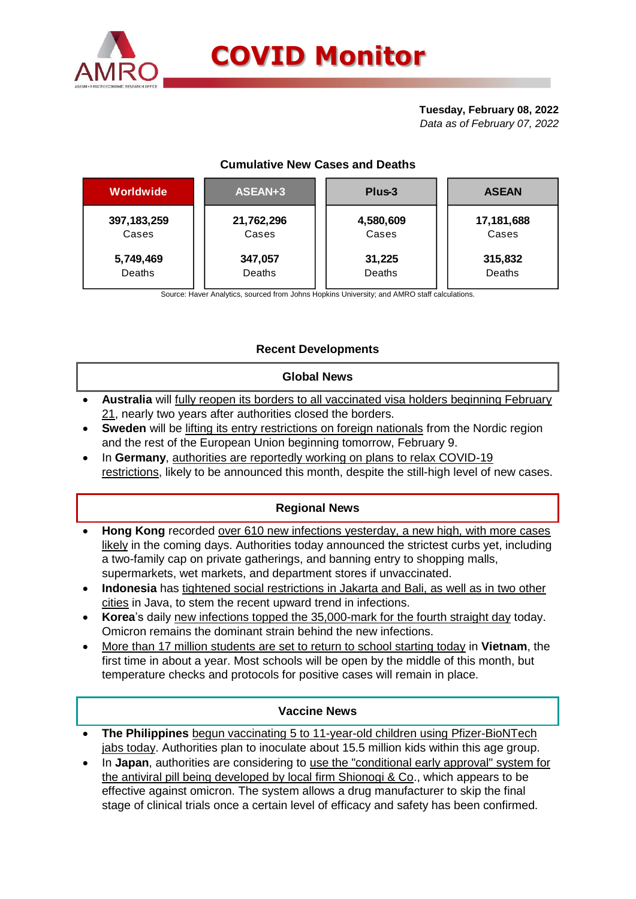# COVID Monitor

**Tuesday, February 08, 2022**
*Data as of February 07, 2022*

### Cumulative New Cases and Deaths

| Worldwide | ASEAN+3 | Plus-3 | ASEAN |
|---|---|---|---|
| **397,183,259** Cases | **21,762,296** Cases | **4,580,609** Cases | **17,181,688** Cases |
| **5,749,469** Deaths | **347,057** Deaths | **31,225** Deaths | **315,832** Deaths |

Source: Haver Analytics, sourced from Johns Hopkins University; and AMRO staff calculations.

## Recent Developments

### Global News

- **Australia** will fully reopen its borders to all vaccinated visa holders beginning February 21, nearly two years after authorities closed the borders.
- **Sweden** will be lifting its entry restrictions on foreign nationals from the Nordic region and the rest of the European Union beginning tomorrow, February 9.
- In **Germany**, authorities are reportedly working on plans to relax COVID-19 restrictions, likely to be announced this month, despite the still-high level of new cases.

### Regional News

- **Hong Kong** recorded over 610 new infections yesterday, a new high, with more cases likely in the coming days. Authorities today announced the strictest curbs yet, including a two-family cap on private gatherings, and banning entry to shopping malls, supermarkets, wet markets, and department stores if unvaccinated.
- **Indonesia** has tightened social restrictions in Jakarta and Bali, as well as in two other cities in Java, to stem the recent upward trend in infections.
- **Korea**'s daily new infections topped the 35,000-mark for the fourth straight day today. Omicron remains the dominant strain behind the new infections.
- More than 17 million students are set to return to school starting today in **Vietnam**, the first time in about a year. Most schools will be open by the middle of this month, but temperature checks and protocols for positive cases will remain in place.

### Vaccine News

- **The Philippines** begun vaccinating 5 to 11-year-old children using Pfizer-BioNTech jabs today. Authorities plan to inoculate about 15.5 million kids within this age group.
- In **Japan**, authorities are considering to use the "conditional early approval" system for the antiviral pill being developed by local firm Shionogi & Co., which appears to be effective against omicron. The system allows a drug manufacturer to skip the final stage of clinical trials once a certain level of efficacy and safety has been confirmed.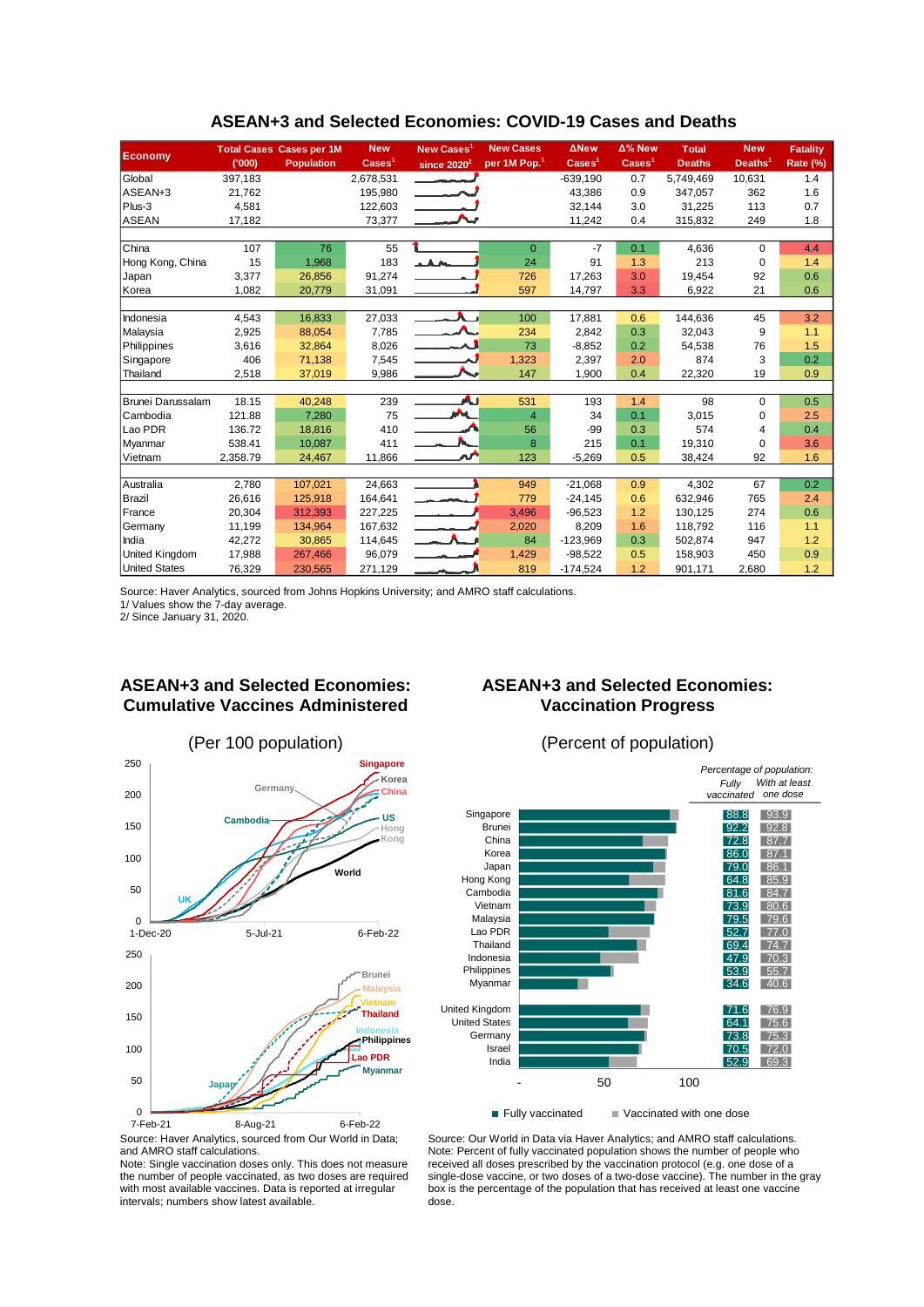## ASEAN+3 and Selected Economies: COVID-19 Cases and Deaths

| Economy | Total Cases ('000) | Cases per 1M Population | New Cases[1] | New Cases[1] since 2020[2] | New Cases per 1M Pop.[1] | ΔNew Cases[1] | Δ% New Cases[1] | Total Deaths | New Deaths[1] | Fatality Rate (%) |
|---|---|---|---|---|---|---|---|---|---|---|
| Global | 397,183 | | 2,678,531 | | | -639,190 | 0.7 | 5,749,469 | 10,631 | 1.4 |
| ASEAN+3 | 21,762 | | 195,980 | | | 43,386 | 0.9 | 347,057 | 362 | 1.6 |
| Plus-3 | 4,581 | | 122,603 | | | 32,144 | 3.0 | 31,225 | 113 | 0.7 |
| ASEAN | 17,182 | | 73,377 | | | 11,242 | 0.4 | 315,832 | 249 | 1.8 |
| | | | | | | | | | | |
| China | 107 | 76 | 55 | | 0 | -7 | 0.1 | 4,636 | 0 | 4.4 |
| Hong Kong, China | 15 | 1,968 | 183 | | 24 | 91 | 1.3 | 213 | 0 | 1.4 |
| Japan | 3,377 | 26,856 | 91,274 | | 726 | 17,263 | 3.0 | 19,454 | 92 | 0.6 |
| Korea | 1,082 | 20,779 | 31,091 | | 597 | 14,797 | 3.3 | 6,922 | 21 | 0.6 |
| | | | | | | | | | | |
| Indonesia | 4,543 | 16,833 | 27,033 | | 100 | 17,881 | 0.6 | 144,636 | 45 | 3.2 |
| Malaysia | 2,925 | 88,054 | 7,785 | | 234 | 2,842 | 0.3 | 32,043 | 9 | 1.1 |
| Philippines | 3,616 | 32,864 | 8,026 | | 73 | -8,852 | 0.2 | 54,538 | 76 | 1.5 |
| Singapore | 406 | 71,138 | 7,545 | | 1,323 | 2,397 | 2.0 | 874 | 3 | 0.2 |
| Thailand | 2,518 | 37,019 | 9,986 | | 147 | 1,900 | 0.4 | 22,320 | 19 | 0.9 |
| | | | | | | | | | | |
| Brunei Darussalam | 18.15 | 40,248 | 239 | | 531 | 193 | 1.4 | 98 | 0 | 0.5 |
| Cambodia | 121.88 | 7,280 | 75 | | 4 | 34 | 0.1 | 3,015 | 0 | 2.5 |
| Lao PDR | 136.72 | 18,816 | 410 | | 56 | -99 | 0.3 | 574 | 4 | 0.4 |
| Myanmar | 538.41 | 10,087 | 411 | | 8 | 215 | 0.1 | 19,310 | 0 | 3.6 |
| Vietnam | 2,358.79 | 24,467 | 11,866 | | 123 | -5,269 | 0.5 | 38,424 | 92 | 1.6 |
| | | | | | | | | | | |
| Australia | 2,780 | 107,021 | 24,663 | | 949 | -21,068 | 0.9 | 4,302 | 67 | 0.2 |
| Brazil | 26,616 | 125,918 | 164,641 | | 779 | -24,145 | 0.6 | 632,946 | 765 | 2.4 |
| France | 20,304 | 312,393 | 227,225 | | 3,496 | -96,523 | 1.2 | 130,125 | 274 | 0.6 |
| Germany | 11,199 | 134,964 | 167,632 | | 2,020 | 8,209 | 1.6 | 118,792 | 116 | 1.1 |
| India | 42,272 | 30,865 | 114,645 | | 84 | -123,969 | 0.3 | 502,874 | 947 | 1.2 |
| United Kingdom | 17,988 | 267,466 | 96,079 | | 1,429 | -98,522 | 0.5 | 158,903 | 450 | 0.9 |
| United States | 76,329 | 230,565 | 271,129 | | 819 | -174,524 | 1.2 | 901,171 | 2,680 | 1.2 |

Source: Haver Analytics, sourced from Johns Hopkins University; and AMRO staff calculations.
1/ Values show the 7-day average.
2/ Since January 31, 2020.

## ASEAN+3 and Selected Economies: Cumulative Vaccines Administered

(Per 100 population)

250
200
150
100
50
0
1-Dec-20
5-Jul-21
6-Feb-22
Singapore
Korea
China
Germany
Cambodia
US
Hong Kong
World
UK

250
200
150
100
50
0
7-Feb-21
8-Aug-21
6-Feb-22
Brunei
Malaysia
Vietnam
Thailand
Indonesia
Philippines
Lao PDR
Myanmar
Japan

Source: Haver Analytics, sourced from Our World in Data; and AMRO staff calculations.
Note: Single vaccination doses only. This does not measure the number of people vaccinated, as two doses are required with most available vaccines. Data is reported at irregular intervals; numbers show latest available.

## ASEAN+3 and Selected Economies: Vaccination Progress

(Percent of population)

*Percentage of population:*
*Fully vaccinated* | *With at least one dose*

Singapore 88.8 93.9
Brunei 92.2 92.8
China 72.8 87.7
Korea 86.0 87.1
Japan 79.0 86.1
Hong Kong 64.8 85.9
Cambodia 81.6 84.7
Vietnam 73.9 80.6
Malaysia 79.5 79.6
Lao PDR 52.7 77.0
Thailand 69.4 74.7
Indonesia 47.9 70.3
Philippines 53.9 55.7
Myanmar 34.6 40.6

United Kingdom 71.6 76.9
United States 64.1 75.6
Germany 73.8 75.3
Israel 70.5 72.0
India 52.9 69.3

- 50 100

Fully vaccinated
Vaccinated with one dose

Source: Our World in Data via Haver Analytics; and AMRO staff calculations.
Note: Percent of fully vaccinated population shows the number of people who received all doses prescribed by the vaccination protocol (e.g. one dose of a single-dose vaccine, or two doses of a two-dose vaccine). The number in the gray box is the percentage of the population that has received at least one vaccine dose.